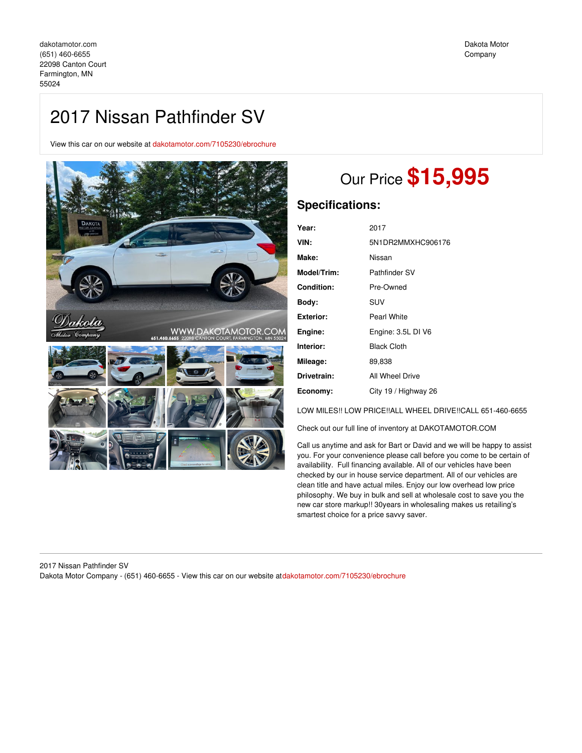dakotamotor.com
(651) 460-6655
22098 Canton Court
Farmington, MN
55024

Dakota Motor
Company

# 2017 Nissan Pathfinder SV

View this car on our website at dakotamotor.com/7105230/ebrochure

## Our Price **$15,995**

### Specifications:

| | |
|---|---|
| **Year:** | 2017 |
| **VIN:** | 5N1DR2MMXHC906176 |
| **Make:** | Nissan |
| **Model/Trim:** | Pathfinder SV |
| **Condition:** | Pre-Owned |
| **Body:** | SUV |
| **Exterior:** | Pearl White |
| **Engine:** | Engine: 3.5L DI V6 |
| **Interior:** | Black Cloth |
| **Mileage:** | 89,838 |
| **Drivetrain:** | All Wheel Drive |
| **Economy:** | City 19 / Highway 26 |

LOW MILES!! LOW PRICE!!ALL WHEEL DRIVE!!CALL 651-460-6655

Check out our full line of inventory at DAKOTAMOTOR.COM

Call us anytime and ask for Bart or David and we will be happy to assist you. For your convenience please call before you come to be certain of availability. Full financing available. All of our vehicles have been checked by our in house service department. All of our vehicles are clean title and have actual miles. Enjoy our low overhead low price philosophy. We buy in bulk and sell at wholesale cost to save you the new car store markup!! 30years in wholesaling makes us retailing's smartest choice for a price savvy saver.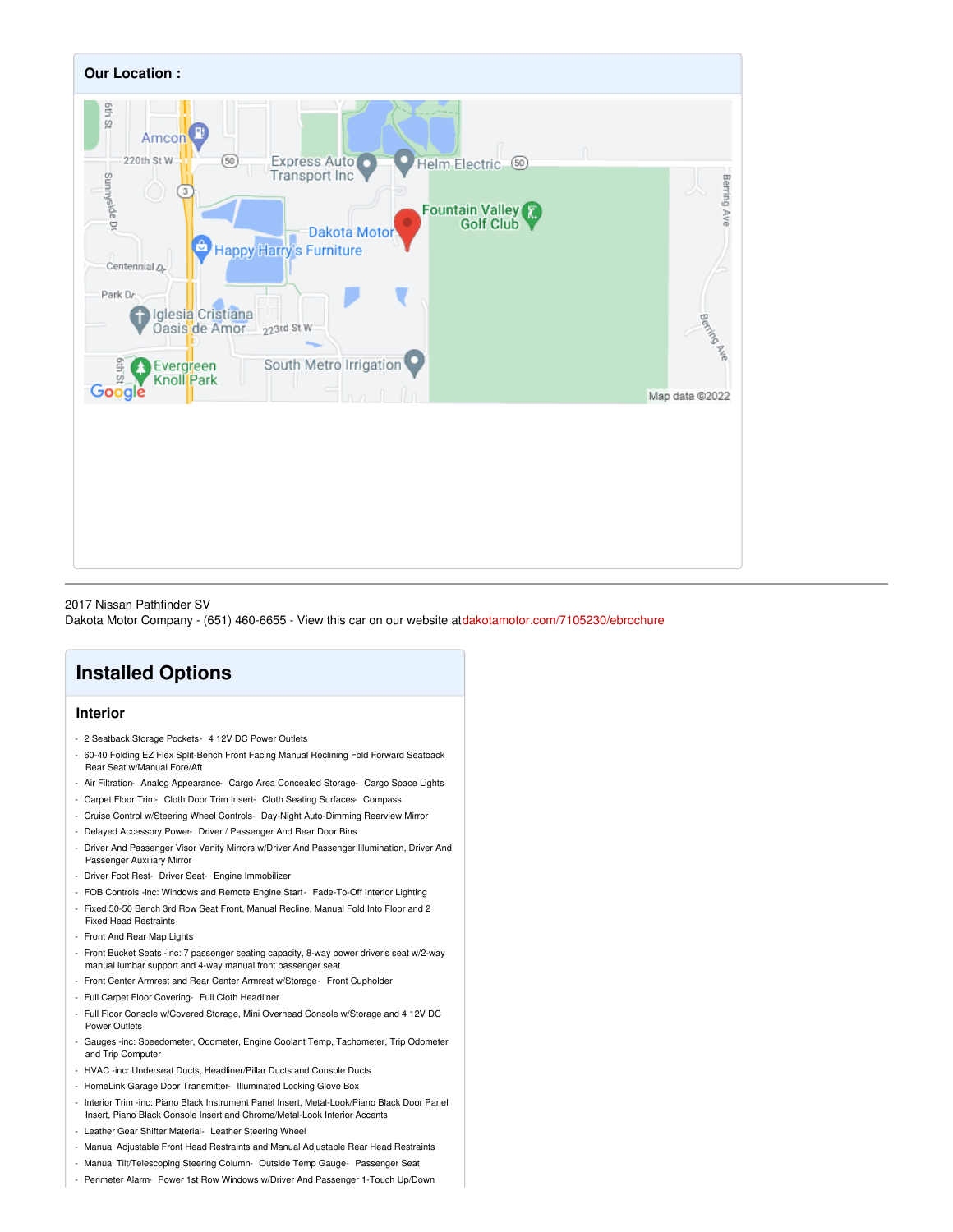## Our Location :

2017 Nissan Pathfinder SV
Dakota Motor Company - (651) 460-6655 - View this car on our website atdakotamotor.com/7105230/ebrochure

# Installed Options

## Interior

- 2 Seatback Storage Pockets- 4 12V DC Power Outlets
- 60-40 Folding EZ Flex Split-Bench Front Facing Manual Reclining Fold Forward Seatback Rear Seat w/Manual Fore/Aft
- Air Filtration- Analog Appearance- Cargo Area Concealed Storage- Cargo Space Lights
- Carpet Floor Trim- Cloth Door Trim Insert- Cloth Seating Surfaces- Compass
- Cruise Control w/Steering Wheel Controls- Day-Night Auto-Dimming Rearview Mirror
- Delayed Accessory Power- Driver / Passenger And Rear Door Bins
- Driver And Passenger Visor Vanity Mirrors w/Driver And Passenger Illumination, Driver And Passenger Auxiliary Mirror
- Driver Foot Rest- Driver Seat- Engine Immobilizer
- FOB Controls -inc: Windows and Remote Engine Start- Fade-To-Off Interior Lighting
- Fixed 50-50 Bench 3rd Row Seat Front, Manual Recline, Manual Fold Into Floor and 2 Fixed Head Restraints
- Front And Rear Map Lights
- Front Bucket Seats -inc: 7 passenger seating capacity, 8-way power driver's seat w/2-way manual lumbar support and 4-way manual front passenger seat
- Front Center Armrest and Rear Center Armrest w/Storage- Front Cupholder
- Full Carpet Floor Covering- Full Cloth Headliner
- Full Floor Console w/Covered Storage, Mini Overhead Console w/Storage and 4 12V DC Power Outlets
- Gauges -inc: Speedometer, Odometer, Engine Coolant Temp, Tachometer, Trip Odometer and Trip Computer
- HVAC -inc: Underseat Ducts, Headliner/Pillar Ducts and Console Ducts
- HomeLink Garage Door Transmitter- Illuminated Locking Glove Box
- Interior Trim -inc: Piano Black Instrument Panel Insert, Metal-Look/Piano Black Door Panel Insert, Piano Black Console Insert and Chrome/Metal-Look Interior Accents
- Leather Gear Shifter Material- Leather Steering Wheel
- Manual Adjustable Front Head Restraints and Manual Adjustable Rear Head Restraints
- Manual Tilt/Telescoping Steering Column- Outside Temp Gauge- Passenger Seat
- Perimeter Alarm- Power 1st Row Windows w/Driver And Passenger 1-Touch Up/Down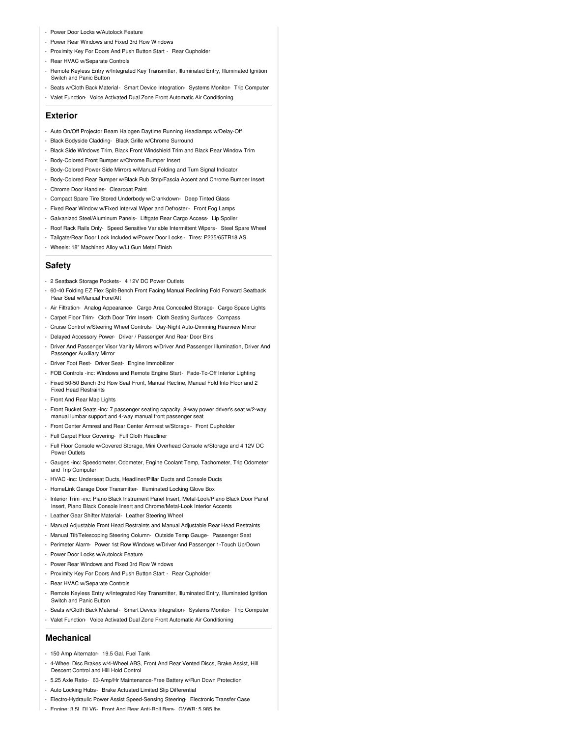- Power Door Locks w/Autolock Feature
- Power Rear Windows and Fixed 3rd Row Windows
- Proximity Key For Doors And Push Button Start - Rear Cupholder
- Rear HVAC w/Separate Controls
- Remote Keyless Entry w/Integrated Key Transmitter, Illuminated Entry, Illuminated Ignition Switch and Panic Button
- Seats w/Cloth Back Material- Smart Device Integration- Systems Monitor- Trip Computer
- Valet Function- Voice Activated Dual Zone Front Automatic Air Conditioning

## Exterior

- Auto On/Off Projector Beam Halogen Daytime Running Headlamps w/Delay-Off
- Black Bodyside Cladding- Black Grille w/Chrome Surround
- Black Side Windows Trim, Black Front Windshield Trim and Black Rear Window Trim
- Body-Colored Front Bumper w/Chrome Bumper Insert
- Body-Colored Power Side Mirrors w/Manual Folding and Turn Signal Indicator
- Body-Colored Rear Bumper w/Black Rub Strip/Fascia Accent and Chrome Bumper Insert
- Chrome Door Handles- Clearcoat Paint
- Compact Spare Tire Stored Underbody w/Crankdown- Deep Tinted Glass
- Fixed Rear Window w/Fixed Interval Wiper and Defroster- Front Fog Lamps
- Galvanized Steel/Aluminum Panels- Liftgate Rear Cargo Access- Lip Spoiler
- Roof Rack Rails Only- Speed Sensitive Variable Intermittent Wipers- Steel Spare Wheel
- Tailgate/Rear Door Lock Included w/Power Door Locks - Tires: P235/65TR18 AS
- Wheels: 18" Machined Alloy w/Lt Gun Metal Finish

## Safety

- 2 Seatback Storage Pockets- 4 12V DC Power Outlets
- 60-40 Folding EZ Flex Split-Bench Front Facing Manual Reclining Fold Forward Seatback Rear Seat w/Manual Fore/Aft
- Air Filtration- Analog Appearance- Cargo Area Concealed Storage- Cargo Space Lights
- Carpet Floor Trim- Cloth Door Trim Insert- Cloth Seating Surfaces- Compass
- Cruise Control w/Steering Wheel Controls- Day-Night Auto-Dimming Rearview Mirror
- Delayed Accessory Power- Driver / Passenger And Rear Door Bins
- Driver And Passenger Visor Vanity Mirrors w/Driver And Passenger Illumination, Driver And Passenger Auxiliary Mirror
- Driver Foot Rest- Driver Seat- Engine Immobilizer
- FOB Controls -inc: Windows and Remote Engine Start- Fade-To-Off Interior Lighting
- Fixed 50-50 Bench 3rd Row Seat Front, Manual Recline, Manual Fold Into Floor and 2 Fixed Head Restraints
- Front And Rear Map Lights
- Front Bucket Seats -inc: 7 passenger seating capacity, 8-way power driver's seat w/2-way manual lumbar support and 4-way manual front passenger seat
- Front Center Armrest and Rear Center Armrest w/Storage - Front Cupholder
- Full Carpet Floor Covering- Full Cloth Headliner
- Full Floor Console w/Covered Storage, Mini Overhead Console w/Storage and 4 12V DC Power Outlets
- Gauges -inc: Speedometer, Odometer, Engine Coolant Temp, Tachometer, Trip Odometer and Trip Computer
- HVAC -inc: Underseat Ducts, Headliner/Pillar Ducts and Console Ducts
- HomeLink Garage Door Transmitter- Illuminated Locking Glove Box
- Interior Trim -inc: Piano Black Instrument Panel Insert, Metal-Look/Piano Black Door Panel Insert, Piano Black Console Insert and Chrome/Metal-Look Interior Accents
- Leather Gear Shifter Material- Leather Steering Wheel
- Manual Adjustable Front Head Restraints and Manual Adjustable Rear Head Restraints
- Manual Tilt/Telescoping Steering Column- Outside Temp Gauge- Passenger Seat
- Perimeter Alarm- Power 1st Row Windows w/Driver And Passenger 1-Touch Up/Down
- Power Door Locks w/Autolock Feature
- Power Rear Windows and Fixed 3rd Row Windows
- Proximity Key For Doors And Push Button Start - Rear Cupholder
- Rear HVAC w/Separate Controls
- Remote Keyless Entry w/Integrated Key Transmitter, Illuminated Entry, Illuminated Ignition Switch and Panic Button
- Seats w/Cloth Back Material- Smart Device Integration- Systems Monitor- Trip Computer
- Valet Function- Voice Activated Dual Zone Front Automatic Air Conditioning

## Mechanical

- 150 Amp Alternator- 19.5 Gal. Fuel Tank
- 4-Wheel Disc Brakes w/4-Wheel ABS, Front And Rear Vented Discs, Brake Assist, Hill Descent Control and Hill Hold Control
- 5.25 Axle Ratio- 63-Amp/Hr Maintenance-Free Battery w/Run Down Protection
- Auto Locking Hubs- Brake Actuated Limited Slip Differential
- Electro-Hydraulic Power Assist Speed-Sensing Steering- Electronic Transfer Case
- Engine: 3.5L DI V6- Front And Rear Anti-Roll Bars- GVWR: 5,985 lbs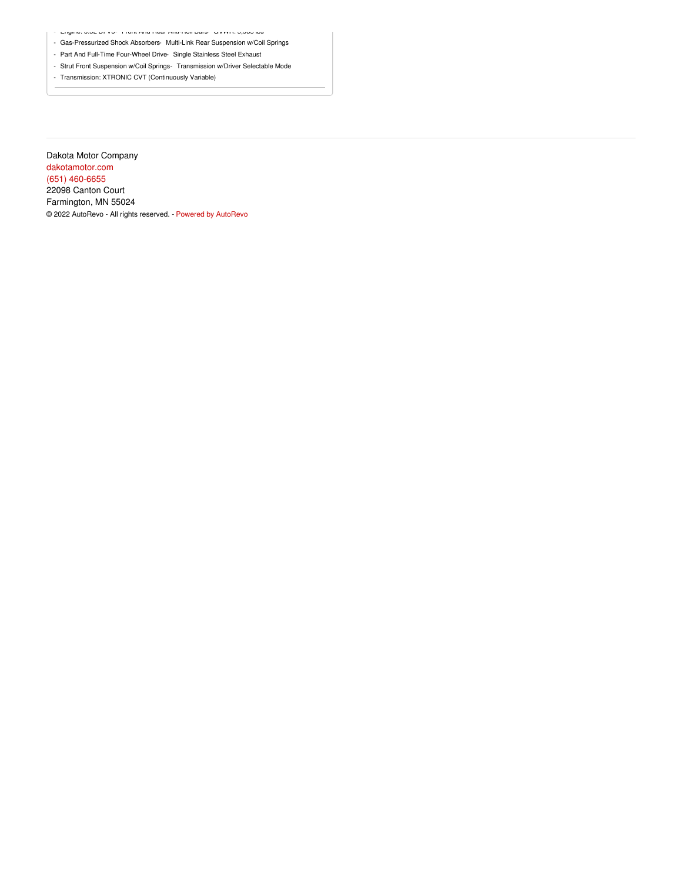- Engine: 3.5L DI V6- Front And Rear Anti-Roll Bars- GVWR: 5,985 lbs
- Gas-Pressurized Shock Absorbers- Multi-Link Rear Suspension w/Coil Springs
- Part And Full-Time Four-Wheel Drive- Single Stainless Steel Exhaust
- Strut Front Suspension w/Coil Springs- Transmission w/Driver Selectable Mode
- Transmission: XTRONIC CVT (Continuously Variable)

---

Dakota Motor Company
dakotamotor.com
(651) 460-6655
22098 Canton Court
Farmington, MN 55024
© 2022 AutoRevo - All rights reserved. - Powered by AutoRevo